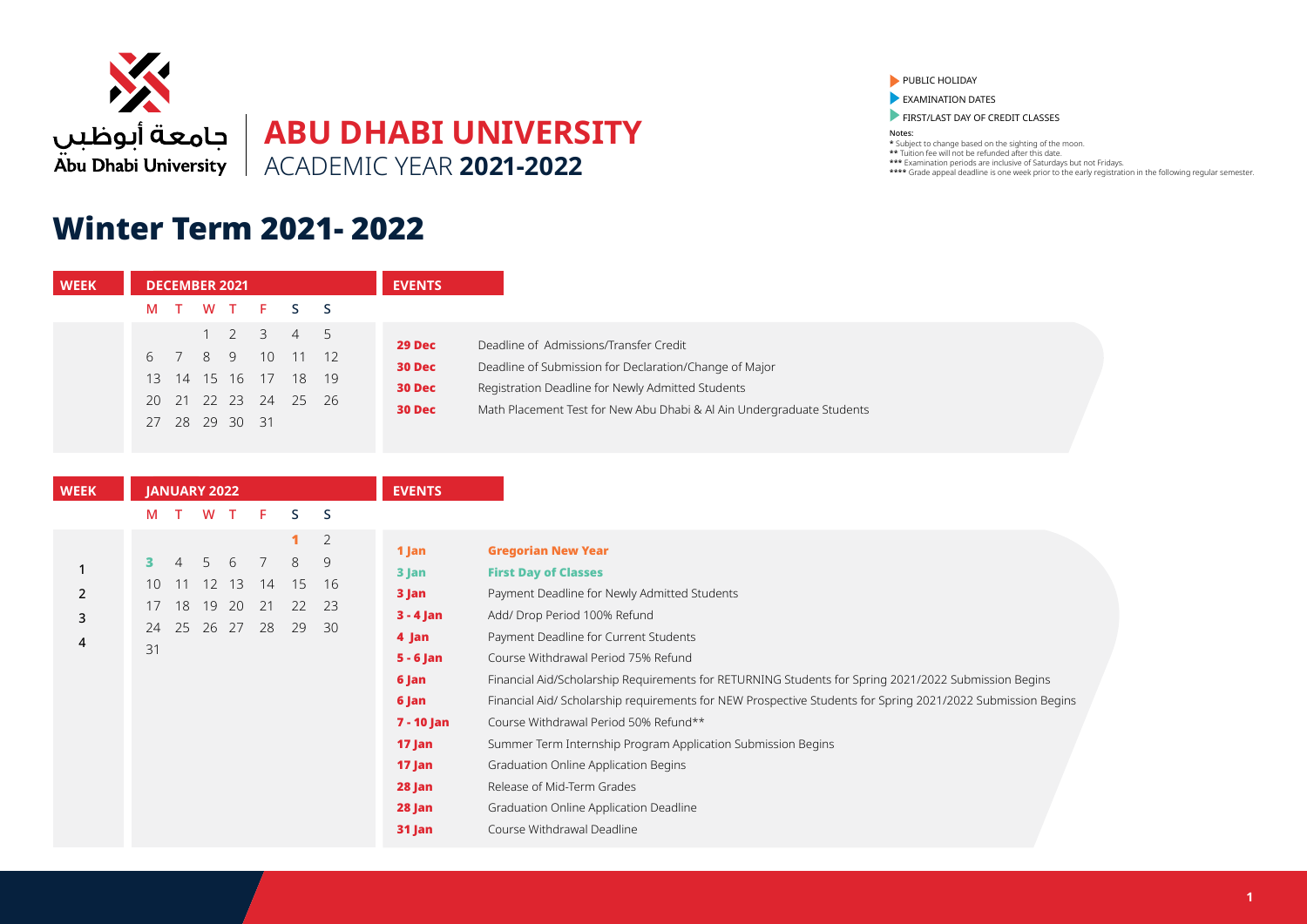جامعة أبوظبي
Abu Dhabi University

# ABU DHABI UNIVERSITY
ACADEMIC YEAR **2021-2022**

- PUBLIC HOLIDAY
- EXAMINATION DATES
- FIRST/LAST DAY OF CREDIT CLASSES

**Notes:**
* Subject to change based on the sighting of the moon.
** Tuition fee will not be refunded after this date.
*** Examination periods are inclusive of Saturdays but not Fridays.
**** Grade appeal deadline is one week prior to the early registration in the following regular semester.

## Winter Term 2021- 2022

| WEEK | DECEMBER 2021 | | | | | | |
|---|---|---|---|---|---|---|---|
| | M | T | W | T | F | S | S |
| | | | 1 | 2 | 3 | 4 | 5 |
| | 6 | 7 | 8 | 9 | 10 | 11 | 12 |
| | 13 | 14 | 15 | 16 | 17 | 18 | 19 |
| | 20 | 21 | 22 | 23 | 24 | 25 | 26 |
| | 27 | 28 | 29 | 30 | 31 | | |

| EVENTS | |
|---|---|
| **29 Dec** | Deadline of Admissions/Transfer Credit |
| **30 Dec** | Deadline of Submission for Declaration/Change of Major |
| **30 Dec** | Registration Deadline for Newly Admitted Students |
| **30 Dec** | Math Placement Test for New Abu Dhabi & Al Ain Undergraduate Students |

| WEEK | JANUARY 2022 | | | | | | |
|---|---|---|---|---|---|---|---|
| | M | T | W | T | F | S | S |
| | | | | | | 1 | 2 |
| 1 | 3 | 4 | 5 | 6 | 7 | 8 | 9 |
| 2 | 10 | 11 | 12 | 13 | 14 | 15 | 16 |
| 3 | 17 | 18 | 19 | 20 | 21 | 22 | 23 |
| 4 | 24 | 25 | 26 | 27 | 28 | 29 | 30 |
| | 31 | | | | | | |

| EVENTS | |
|---|---|
| **1 Jan** | **Gregorian New Year** |
| **3 Jan** | **First Day of Classes** |
| **3 Jan** | Payment Deadline for Newly Admitted Students |
| **3 - 4 Jan** | Add/ Drop Period 100% Refund |
| **4 Jan** | Payment Deadline for Current Students |
| **5 - 6 Jan** | Course Withdrawal Period 75% Refund |
| **6 Jan** | Financial Aid/Scholarship Requirements for RETURNING Students for Spring 2021/2022 Submission Begins |
| **6 Jan** | Financial Aid/ Scholarship requirements for NEW Prospective Students for Spring 2021/2022 Submission Begins |
| **7 - 10 Jan** | Course Withdrawal Period 50% Refund** |
| **17 Jan** | Summer Term Internship Program Application Submission Begins |
| **17 Jan** | Graduation Online Application Begins |
| **28 Jan** | Release of Mid-Term Grades |
| **28 Jan** | Graduation Online Application Deadline |
| **31 Jan** | Course Withdrawal Deadline |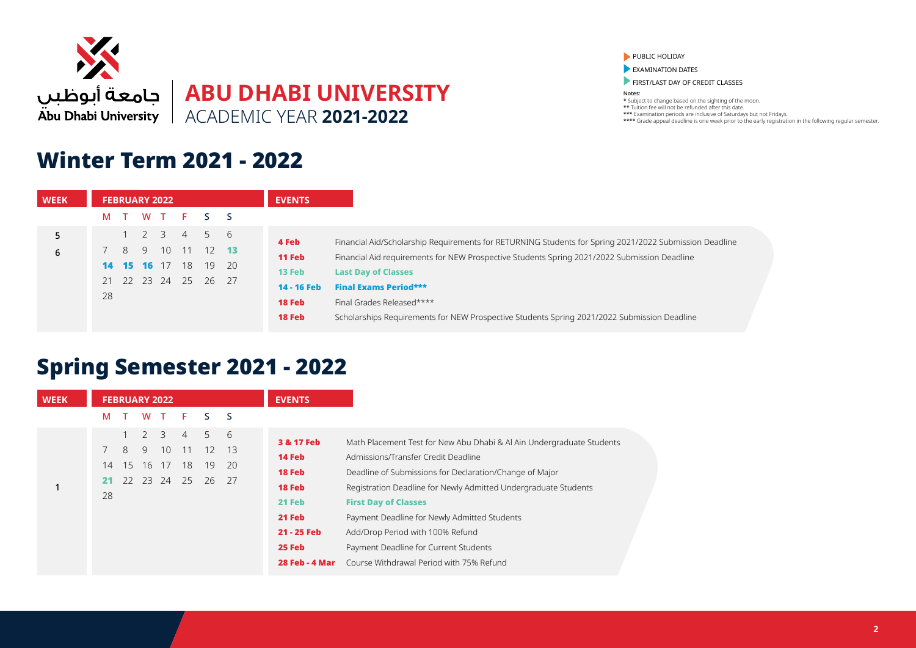جامعة أبوظبي
Abu Dhabi University

# ABU DHABI UNIVERSITY
ACADEMIC YEAR **2021-2022**

- PUBLIC HOLIDAY
- EXAMINATION DATES
- FIRST/LAST DAY OF CREDIT CLASSES

**Notes:**
* Subject to change based on the sighting of the moon.
** Tuition fee will not be refunded after this date.
*** Examination periods are inclusive of Saturdays but not Fridays.
**** Grade appeal deadline is one week prior to the early registration in the following regular semester.

## Winter Term 2021 - 2022

| WEEK | FEBRUARY 2022 | | | | | | |
|---|---|---|---|---|---|---|---|
| | M | T | W | T | F | S | S |
| 5 | | 1 | 2 | 3 | 4 | 5 | 6 |
| 6 | 7 | 8 | 9 | 10 | 11 | 12 | **13** |
| | **14** | **15** | **16** | 17 | 18 | 19 | 20 |
| | 21 | 22 | 23 | 24 | 25 | 26 | 27 |
| | 28 | | | | | | |

| EVENTS | |
|---|---|
| **4 Feb** | Financial Aid/Scholarship Requirements for RETURNING Students for Spring 2021/2022 Submission Deadline |
| **11 Feb** | Financial Aid requirements for NEW Prospective Students Spring 2021/2022 Submission Deadline |
| **13 Feb** | **Last Day of Classes** |
| **14 - 16 Feb** | **Final Exams Period***** |
| **18 Feb** | Final Grades Released**** |
| **18 Feb** | Scholarships Requirements for NEW Prospective Students Spring 2021/2022 Submission Deadline |

## Spring Semester 2021 - 2022

| WEEK | FEBRUARY 2022 | | | | | | |
|---|---|---|---|---|---|---|---|
| | M | T | W | T | F | S | S |
| | | 1 | 2 | 3 | 4 | 5 | 6 |
| | 7 | 8 | 9 | 10 | 11 | 12 | 13 |
| | 14 | 15 | 16 | 17 | 18 | 19 | 20 |
| 1 | **21** | 22 | 23 | 24 | 25 | 26 | 27 |
| | 28 | | | | | | |

| EVENTS | |
|---|---|
| **3 & 17 Feb** | Math Placement Test for New Abu Dhabi & Al Ain Undergraduate Students |
| **14 Feb** | Admissions/Transfer Credit Deadline |
| **18 Feb** | Deadline of Submissions for Declaration/Change of Major |
| **18 Feb** | Registration Deadline for Newly Admitted Undergraduate Students |
| **21 Feb** | **First Day of Classes** |
| **21 Feb** | Payment Deadline for Newly Admitted Students |
| **21 - 25 Feb** | Add/Drop Period with 100% Refund |
| **25 Feb** | Payment Deadline for Current Students |
| **28 Feb - 4 Mar** | Course Withdrawal Period with 75% Refund |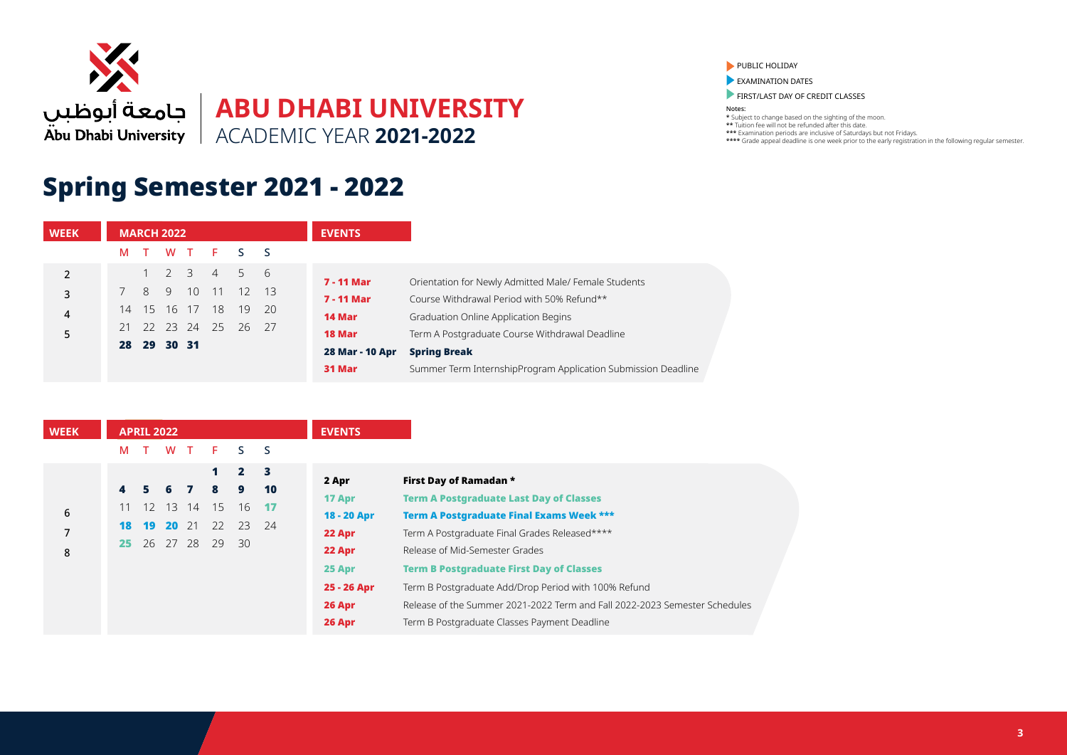جامعة أبوظبي
Abu Dhabi University

# ABU DHABI UNIVERSITY
ACADEMIC YEAR **2021-2022**

- PUBLIC HOLIDAY
- EXAMINATION DATES
- FIRST/LAST DAY OF CREDIT CLASSES

**Notes:**
* Subject to change based on the sighting of the moon.
** Tuition fee will not be refunded after this date.
*** Examination periods are inclusive of Saturdays but not Fridays.
**** Grade appeal deadline is one week prior to the early registration in the following regular semester.

## Spring Semester 2021 - 2022

### MARCH 2022

| WEEK | M | T | W | T | F | S | S |
|---|---|---|---|---|---|---|---|
| 2 | | 1 | 2 | 3 | 4 | 5 | 6 |
| 3 | 7 | 8 | 9 | 10 | 11 | 12 | 13 |
| 4 | 14 | 15 | 16 | 17 | 18 | 19 | 20 |
| 5 | 21 | 22 | 23 | 24 | 25 | 26 | 27 |
| | **28** | **29** | **30** | **31** | | | |

| EVENTS | |
|---|---|
| 7 - 11 Mar | Orientation for Newly Admitted Male/ Female Students |
| 7 - 11 Mar | Course Withdrawal Period with 50% Refund** |
| 14 Mar | Graduation Online Application Begins |
| 18 Mar | Term A Postgraduate Course Withdrawal Deadline |
| 28 Mar - 10 Apr | **Spring Break** |
| 31 Mar | Summer Term InternshipProgram Application Submission Deadline |

### APRIL 2022

| WEEK | M | T | W | T | F | S | S |
|---|---|---|---|---|---|---|---|
| | | | | | **1** | **2** | **3** |
| | **4** | **5** | **6** | **7** | **8** | **9** | **10** |
| 6 | 11 | 12 | 13 | 14 | 15 | 16 | **17** |
| 7 | **18** | **19** | **20** | 21 | 22 | 23 | 24 |
| 8 | **25** | 26 | 27 | 28 | 29 | 30 | |

| EVENTS | |
|---|---|
| 2 Apr | **First Day of Ramadan *** |
| 17 Apr | **Term A Postgraduate Last Day of Classes** |
| 18 - 20 Apr | **Term A Postgraduate Final Exams Week ***** |
| 22 Apr | Term A Postgraduate Final Grades Released**** |
| 22 Apr | Release of Mid-Semester Grades |
| 25 Apr | **Term B Postgraduate First Day of Classes** |
| 25 - 26 Apr | Term B Postgraduate Add/Drop Period with 100% Refund |
| 26 Apr | Release of the Summer 2021-2022 Term and Fall 2022-2023 Semester Schedules |
| 26 Apr | Term B Postgraduate Classes Payment Deadline |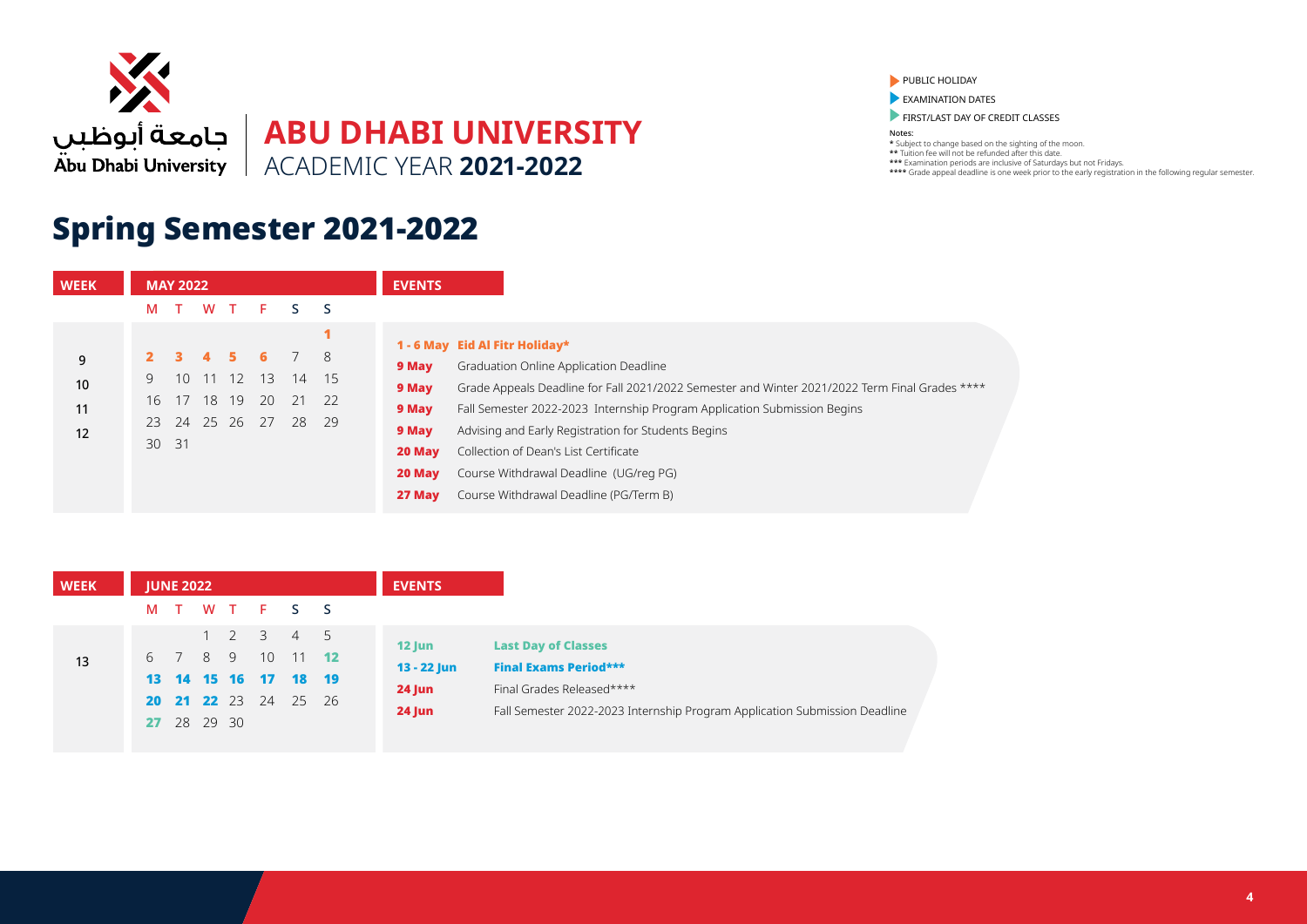جامعة أبوظبي
Abu Dhabi University

# ABU DHABI UNIVERSITY
ACADEMIC YEAR **2021-2022**

- PUBLIC HOLIDAY
- EXAMINATION DATES
- FIRST/LAST DAY OF CREDIT CLASSES

**Notes:**
\* Subject to change based on the sighting of the moon.
\*\* Tuition fee will not be refunded after this date.
\*\*\* Examination periods are inclusive of Saturdays but not Fridays.
\*\*\*\* Grade appeal deadline is one week prior to the early registration in the following regular semester.

## Spring Semester 2021-2022

### MAY 2022

| WEEK | M | T | W | T | F | S | S |
|---|---|---|---|---|---|---|---|
| | | | | | | | **1** |
| 9 | **2** | **3** | **4** | **5** | **6** | 7 | 8 |
| 10 | 9 | 10 | 11 | 12 | 13 | 14 | 15 |
| 11 | 16 | 17 | 18 | 19 | 20 | 21 | 22 |
| 12 | 23 | 24 | 25 | 26 | 27 | 28 | 29 |
| | 30 | 31 | | | | | |

**EVENTS**

| Date | Event |
|---|---|
| **1 - 6 May** | **Eid Al Fitr Holiday*** |
| **9 May** | Graduation Online Application Deadline |
| **9 May** | Grade Appeals Deadline for Fall 2021/2022 Semester and Winter 2021/2022 Term Final Grades **** |
| **9 May** | Fall Semester 2022-2023 Internship Program Application Submission Begins |
| **9 May** | Advising and Early Registration for Students Begins |
| **20 May** | Collection of Dean's List Certificate |
| **20 May** | Course Withdrawal Deadline (UG/reg PG) |
| **27 May** | Course Withdrawal Deadline (PG/Term B) |

### JUNE 2022

| WEEK | M | T | W | T | F | S | S |
|---|---|---|---|---|---|---|---|
| | | | 1 | 2 | 3 | 4 | 5 |
| 13 | 6 | 7 | 8 | 9 | 10 | 11 | **12** |
| | **13** | **14** | **15** | **16** | **17** | **18** | **19** |
| | **20** | **21** | **22** | 23 | 24 | 25 | 26 |
| | **27** | 28 | 29 | 30 | | | |

**EVENTS**

| Date | Event |
|---|---|
| **12 Jun** | **Last Day of Classes** |
| **13 - 22 Jun** | **Final Exams Period*** ** |
| **24 Jun** | Final Grades Released**** |
| **24 Jun** | Fall Semester 2022-2023 Internship Program Application Submission Deadline |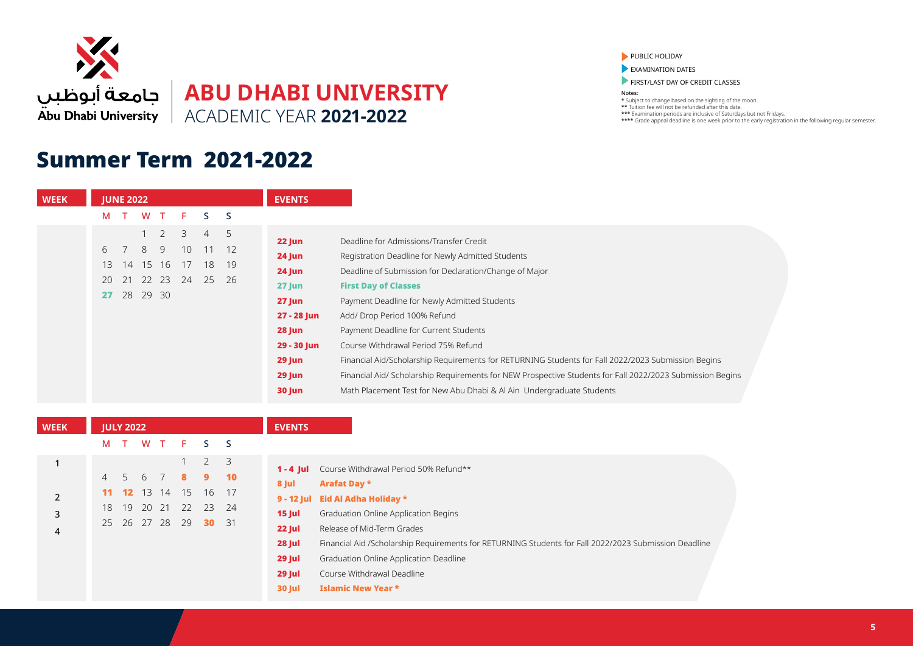جامعة أبوظبي
Abu Dhabi University

# ABU DHABI UNIVERSITY
ACADEMIC YEAR **2021-2022**

- PUBLIC HOLIDAY
- EXAMINATION DATES
- FIRST/LAST DAY OF CREDIT CLASSES

**Notes:**
\* Subject to change based on the sighting of the moon.
\*\* Tuition fee will not be refunded after this date.
\*\*\* Examination periods are inclusive of Saturdays but not Fridays.
\*\*\*\* Grade appeal deadline is one week prior to the early registration in the following regular semester.

## Summer Term 2021-2022

| WEEK | M | T | W | T | F | S | S |
|---|---|---|---|---|---|---|---|
| | **JUNE 2022** | | | | | | |
| | | | 1 | 2 | 3 | 4 | 5 |
| | 6 | 7 | 8 | 9 | 10 | 11 | 12 |
| | 13 | 14 | 15 | 16 | 17 | 18 | 19 |
| | 20 | 21 | 22 | 23 | 24 | 25 | 26 |
| | **27** | 28 | 29 | 30 | | | |

| EVENTS | |
|---|---|
| **22 Jun** | Deadline for Admissions/Transfer Credit |
| **24 Jun** | Registration Deadline for Newly Admitted Students |
| **24 Jun** | Deadline of Submission for Declaration/Change of Major |
| **27 Jun** | **First Day of Classes** |
| **27 Jun** | Payment Deadline for Newly Admitted Students |
| **27 - 28 Jun** | Add/ Drop Period 100% Refund |
| **28 Jun** | Payment Deadline for Current Students |
| **29 - 30 Jun** | Course Withdrawal Period 75% Refund |
| **29 Jun** | Financial Aid/Scholarship Requirements for RETURNING Students for Fall 2022/2023 Submission Begins |
| **29 Jun** | Financial Aid/ Scholarship Requirements for NEW Prospective Students for Fall 2022/2023 Submission Begins |
| **30 Jun** | Math Placement Test for New Abu Dhabi & Al Ain Undergraduate Students |

| WEEK | M | T | W | T | F | S | S |
|---|---|---|---|---|---|---|---|
| | **JULY 2022** | | | | | | |
| 1 | | | | | 1 | 2 | 3 |
| | 4 | 5 | 6 | 7 | **8** | **9** | **10** |
| 2 | **11** | **12** | 13 | 14 | 15 | 16 | 17 |
| 3 | 18 | 19 | 20 | 21 | 22 | 23 | 24 |
| 4 | 25 | 26 | 27 | 28 | 29 | **30** | 31 |

| EVENTS | |
|---|---|
| **1 - 4 Jul** | Course Withdrawal Period 50% Refund** |
| **8 Jul** | **Arafat Day \*** |
| **9 - 12 Jul** | **Eid Al Adha Holiday \*** |
| **15 Jul** | Graduation Online Application Begins |
| **22 Jul** | Release of Mid-Term Grades |
| **28 Jul** | Financial Aid /Scholarship Requirements for RETURNING Students for Fall 2022/2023 Submission Deadline |
| **29 Jul** | Graduation Online Application Deadline |
| **29 Jul** | Course Withdrawal Deadline |
| **30 Jul** | **Islamic New Year \*** |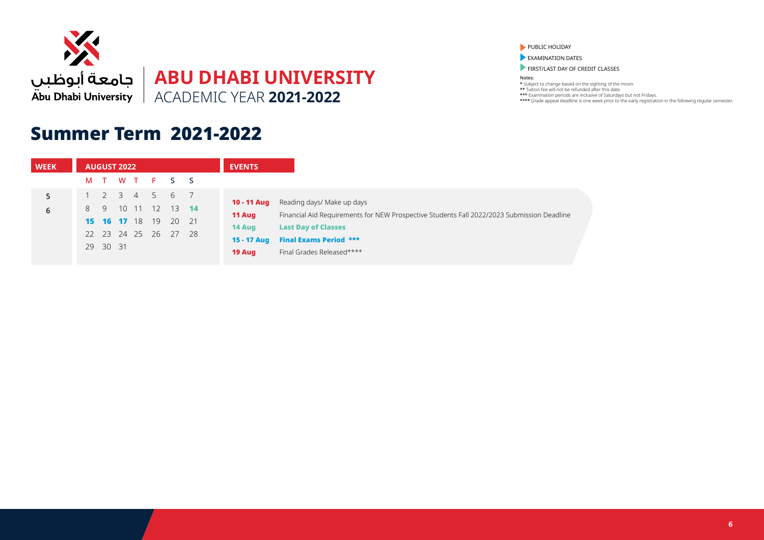جامعة أبوظبي
Abu Dhabi University

# ABU DHABI UNIVERSITY
ACADEMIC YEAR **2021-2022**

- PUBLIC HOLIDAY
- EXAMINATION DATES
- FIRST/LAST DAY OF CREDIT CLASSES

**Notes:**
* Subject to change based on the sighting of the moon.
** Tuition fee will not be refunded after this date.
*** Examination periods are inclusive of Saturdays but not Fridays.
**** Grade appeal deadline is one week prior to the early registration in the following regular semester.

## Summer Term 2021-2022

| WEEK | M | T | W | T | F | S | S |
|---|---|---|---|---|---|---|---|
| | **AUGUST 2022** | | | | | | |
| 5 | 1 | 2 | 3 | 4 | 5 | 6 | 7 |
| 6 | 8 | 9 | 10 | 11 | 12 | 13 | **14** |
| | **15** | **16** | **17** | 18 | 19 | 20 | 21 |
| | 22 | 23 | 24 | 25 | 26 | 27 | 28 |
| | 29 | 30 | 31 | | | | |

### EVENTS

| | |
|---|---|
| **10 - 11 Aug** | Reading days/ Make up days |
| **11 Aug** | Financial Aid Requirements for NEW Prospective Students Fall 2022/2023 Submission Deadline |
| **14 Aug** | **Last Day of Classes** |
| **15 - 17 Aug** | **Final Exams Period \*\*\*** |
| **19 Aug** | Final Grades Released**** |